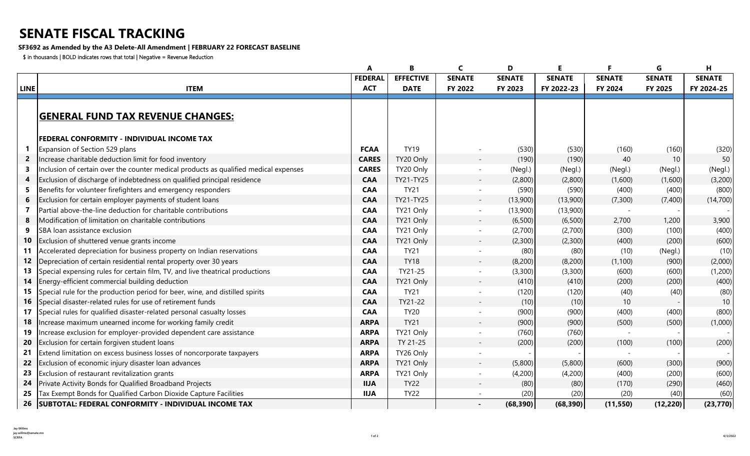# SENATE FISCAL TRACKING

**SF3692 as Amended by the A3 Delete-All Amendment | FEBRUARY 22 FORECAST BASELINE**

$ in thousands | BOLD indicates rows that total | Negative = Revenue Reduction

| | | A | B | C | D | E | F | G | H |
|---|---|---|---|---|---|---|---|---|---|
| **LINE** | **ITEM** | **FEDERAL ACT** | **EFFECTIVE DATE** | **SENATE FY 2022** | **SENATE FY 2023** | **SENATE FY 2022-23** | **SENATE FY 2024** | **SENATE FY 2025** | **SENATE FY 2024-25** |
| | **GENERAL FUND TAX REVENUE CHANGES:** | | | | | | | | |
| | **FEDERAL CONFORMITY - INDIVIDUAL INCOME TAX** | | | | | | | | |
| 1 | Expansion of Section 529 plans | **FCAA** | TY19 | - | (530) | (530) | (160) | (160) | (320) |
| 2 | Increase charitable deduction limit for food inventory | **CARES** | TY20 Only | - | (190) | (190) | 40 | 10 | 50 |
| 3 | Inclusion of certain over the counter medical products as qualified medical expenses | **CARES** | TY20 Only | - | (Negl.) | (Negl.) | (Negl.) | (Negl.) | (Negl.) |
| 4 | Exclusion of discharge of indebtedness on qualified principal residence | **CAA** | TY21-TY25 | - | (2,800) | (2,800) | (1,600) | (1,600) | (3,200) |
| 5 | Benefits for volunteer firefighters and emergency responders | **CAA** | TY21 | - | (590) | (590) | (400) | (400) | (800) |
| 6 | Exclusion for certain employer payments of student loans | **CAA** | TY21-TY25 | - | (13,900) | (13,900) | (7,300) | (7,400) | (14,700) |
| 7 | Partial above-the-line deduction for charitable contributions | **CAA** | TY21 Only | - | (13,900) | (13,900) | - | - | - |
| 8 | Modification of limitation on charitable contributions | **CAA** | TY21 Only | - | (6,500) | (6,500) | 2,700 | 1,200 | 3,900 |
| 9 | SBA loan assistance exclusion | **CAA** | TY21 Only | - | (2,700) | (2,700) | (300) | (100) | (400) |
| 10 | Exclusion of shuttered venue grants income | **CAA** | TY21 Only | - | (2,300) | (2,300) | (400) | (200) | (600) |
| 11 | Accelerated depreciation for business property on Indian reservations | **CAA** | TY21 | - | (80) | (80) | (10) | (Negl.) | (10) |
| 12 | Depreciation of certain residential rental property over 30 years | **CAA** | TY18 | - | (8,200) | (8,200) | (1,100) | (900) | (2,000) |
| 13 | Special expensing rules for certain film, TV, and live theatrical productions | **CAA** | TY21-25 | - | (3,300) | (3,300) | (600) | (600) | (1,200) |
| 14 | Energy-efficient commercial building deduction | **CAA** | TY21 Only | - | (410) | (410) | (200) | (200) | (400) |
| 15 | Special rule for the production period for beer, wine, and distilled spirits | **CAA** | TY21 | - | (120) | (120) | (40) | (40) | (80) |
| 16 | Special disaster-related rules for use of retirement funds | **CAA** | TY21-22 | - | (10) | (10) | 10 | - | 10 |
| 17 | Special rules for qualified disaster-related personal casualty losses | **CAA** | TY20 | - | (900) | (900) | (400) | (400) | (800) |
| 18 | Increase maximum unearned income for working family credit | **ARPA** | TY21 | - | (900) | (900) | (500) | (500) | (1,000) |
| 19 | Increase exclusion for employer-provided dependent care assistance | **ARPA** | TY21 Only | - | (760) | (760) | - | - | - |
| 20 | Exclusion for certain forgiven student loans | **ARPA** | TY 21-25 | - | (200) | (200) | (100) | (100) | (200) |
| 21 | Extend limitation on excess business losses of noncorporate taxpayers | **ARPA** | TY26 Only | - | - | - | - | - | - |
| 22 | Exclusion of economic injury disaster loan advances | **ARPA** | TY21 Only | - | (5,800) | (5,800) | (600) | (300) | (900) |
| 23 | Exclusion of restaurant revitalization grants | **ARPA** | TY21 Only | - | (4,200) | (4,200) | (400) | (200) | (600) |
| 24 | Private Activity Bonds for Qualified Broadband Projects | **IIJA** | TY22 | - | (80) | (80) | (170) | (290) | (460) |
| 25 | Tax Exempt Bonds for Qualified Carbon Dioxide Capture Facilities | **IIJA** | TY22 | - | (20) | (20) | (20) | (40) | (60) |
| 26 | **SUBTOTAL: FEDERAL CONFORMITY - INDIVIDUAL INCOME TAX** | | | **-** | **(68,390)** | **(68,390)** | **(11,550)** | **(12,220)** | **(23,770)** |

Jay Willms
jay.willms@senate.mn
SCRFA

4/3/2022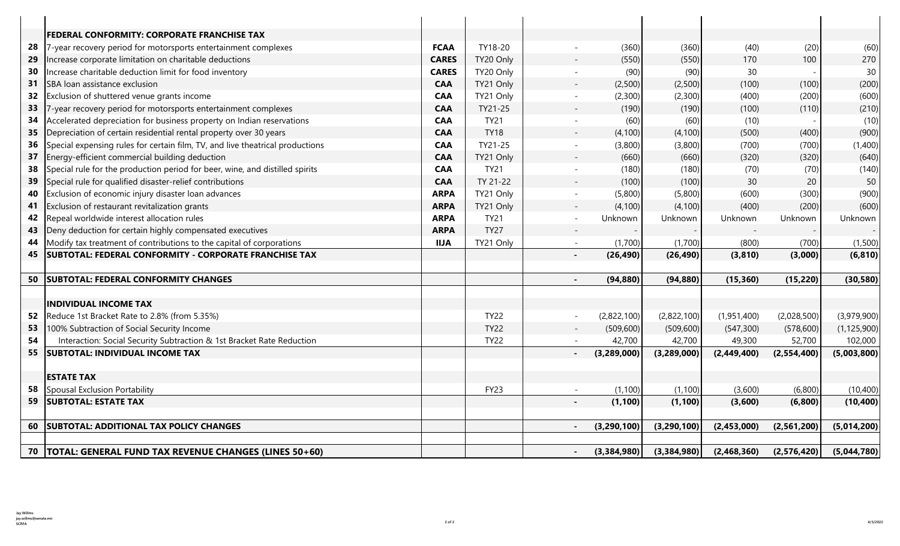| | | | | | | | | | |
|---|---|---|---|---|---|---|---|---|---|
| | **FEDERAL CONFORMITY: CORPORATE FRANCHISE TAX** | | | | | | | | |
| **28** | 7-year recovery period for motorsports entertainment complexes | **FCAA** | TY18-20 | - | (360) | (360) | (40) | (20) | (60) |
| **29** | Increase corporate limitation on charitable deductions | **CARES** | TY20 Only | - | (550) | (550) | 170 | 100 | 270 |
| **30** | Increase charitable deduction limit for food inventory | **CARES** | TY20 Only | - | (90) | (90) | 30 | - | 30 |
| **31** | SBA loan assistance exclusion | **CAA** | TY21 Only | - | (2,500) | (2,500) | (100) | (100) | (200) |
| **32** | Exclusion of shuttered venue grants income | **CAA** | TY21 Only | - | (2,300) | (2,300) | (400) | (200) | (600) |
| **33** | 7-year recovery period for motorsports entertainment complexes | **CAA** | TY21-25 | - | (190) | (190) | (100) | (110) | (210) |
| **34** | Accelerated depreciation for business property on Indian reservations | **CAA** | TY21 | - | (60) | (60) | (10) | - | (10) |
| **35** | Depreciation of certain residential rental property over 30 years | **CAA** | TY18 | - | (4,100) | (4,100) | (500) | (400) | (900) |
| **36** | Special expensing rules for certain film, TV, and live theatrical productions | **CAA** | TY21-25 | - | (3,800) | (3,800) | (700) | (700) | (1,400) |
| **37** | Energy-efficient commercial building deduction | **CAA** | TY21 Only | - | (660) | (660) | (320) | (320) | (640) |
| **38** | Special rule for the production period for beer, wine, and distilled spirits | **CAA** | TY21 | - | (180) | (180) | (70) | (70) | (140) |
| **39** | Special rule for qualified disaster-relief contributions | **CAA** | TY 21-22 | - | (100) | (100) | 30 | 20 | 50 |
| **40** | Exclusion of economic injury disaster loan advances | **ARPA** | TY21 Only | - | (5,800) | (5,800) | (600) | (300) | (900) |
| **41** | Exclusion of restaurant revitalization grants | **ARPA** | TY21 Only | - | (4,100) | (4,100) | (400) | (200) | (600) |
| **42** | Repeal worldwide interest allocation rules | **ARPA** | TY21 | - | Unknown | Unknown | Unknown | Unknown | Unknown |
| **43** | Deny deduction for certain highly compensated executives | **ARPA** | TY27 | - | - | - | - | - | - |
| **44** | Modify tax treatment of contributions to the capital of corporations | **IIJA** | TY21 Only | - | (1,700) | (1,700) | (800) | (700) | (1,500) |
| **45** | **SUBTOTAL: FEDERAL CONFORMITY - CORPORATE FRANCHISE TAX** | | | **-** | **(26,490)** | **(26,490)** | **(3,810)** | **(3,000)** | **(6,810)** |
| | | | | | | | | | |
| **50** | **SUBTOTAL: FEDERAL CONFORMITY CHANGES** | | | **-** | **(94,880)** | **(94,880)** | **(15,360)** | **(15,220)** | **(30,580)** |
| | | | | | | | | | |
| | **INDIVIDUAL INCOME TAX** | | | | | | | | |
| **52** | Reduce 1st Bracket Rate to 2.8% (from 5.35%) | | TY22 | - | (2,822,100) | (2,822,100) | (1,951,400) | (2,028,500) | (3,979,900) |
| **53** | 100% Subtraction of Social Security Income | | TY22 | - | (509,600) | (509,600) | (547,300) | (578,600) | (1,125,900) |
| **54** | Interaction: Social Security Subtraction & 1st Bracket Rate Reduction | | TY22 | - | 42,700 | 42,700 | 49,300 | 52,700 | 102,000 |
| **55** | **SUBTOTAL: INDIVIDUAL INCOME TAX** | | | **-** | **(3,289,000)** | **(3,289,000)** | **(2,449,400)** | **(2,554,400)** | **(5,003,800)** |
| | | | | | | | | | |
| | **ESTATE TAX** | | | | | | | | |
| **58** | Spousal Exclusion Portability | | FY23 | - | (1,100) | (1,100) | (3,600) | (6,800) | (10,400) |
| **59** | **SUBTOTAL: ESTATE TAX** | | | **-** | **(1,100)** | **(1,100)** | **(3,600)** | **(6,800)** | **(10,400)** |
| | | | | | | | | | |
| **60** | **SUBTOTAL: ADDITIONAL TAX POLICY CHANGES** | | | **-** | **(3,290,100)** | **(3,290,100)** | **(2,453,000)** | **(2,561,200)** | **(5,014,200)** |
| | | | | | | | | | |
| **70** | **TOTAL: GENERAL FUND TAX REVENUE CHANGES (LINES 50+60)** | | | **-** | **(3,384,980)** | **(3,384,980)** | **(2,468,360)** | **(2,576,420)** | **(5,044,780)** |

Jay Willms
jay.willms@senate.mn
SCRFA

4/3/2022